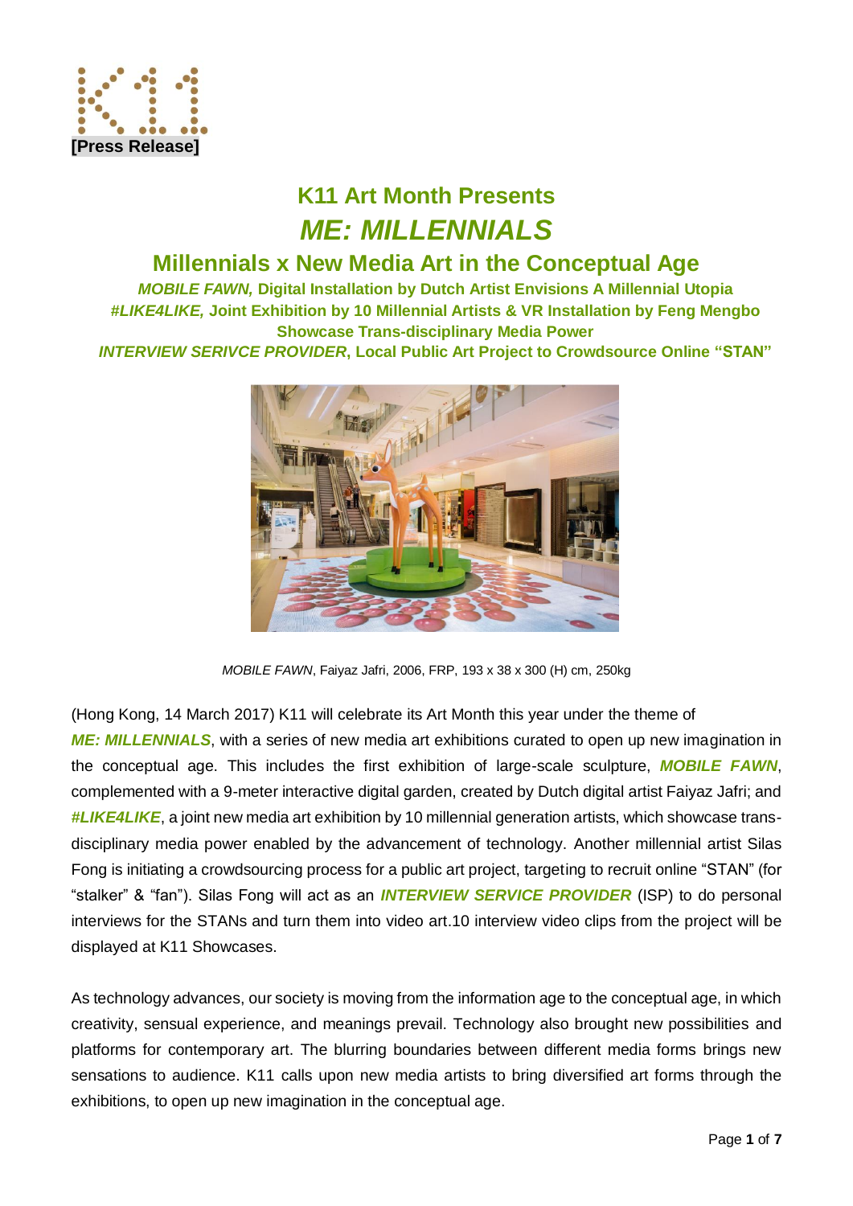[Press Release]

# K11 Art Month Presents
# *ME: MILLENNIALS*
## Millennials x New Media Art in the Conceptual Age

***MOBILE FAWN,* Digital Installation by Dutch Artist Envisions A Millennial Utopia**
***#LIKE4LIKE,* Joint Exhibition by 10 Millennial Artists & VR Installation by Feng Mengbo**
**Showcase Trans-disciplinary Media Power**
***INTERVIEW SERIVCE PROVIDER*, Local Public Art Project to Crowdsource Online "STAN"**

*MOBILE FAWN*, Faiyaz Jafri, 2006, FRP, 193 x 38 x 300 (H) cm, 250kg

(Hong Kong, 14 March 2017) K11 will celebrate its Art Month this year under the theme of ***ME: MILLENNIALS***, with a series of new media art exhibitions curated to open up new imagination in the conceptual age. This includes the first exhibition of large-scale sculpture, ***MOBILE FAWN***, complemented with a 9-meter interactive digital garden, created by Dutch digital artist Faiyaz Jafri; and ***#LIKE4LIKE***, a joint new media art exhibition by 10 millennial generation artists, which showcase trans-disciplinary media power enabled by the advancement of technology. Another millennial artist Silas Fong is initiating a crowdsourcing process for a public art project, targeting to recruit online "STAN" (for "stalker" & "fan"). Silas Fong will act as an ***INTERVIEW SERVICE PROVIDER*** (ISP) to do personal interviews for the STANs and turn them into video art.10 interview video clips from the project will be displayed at K11 Showcases.

As technology advances, our society is moving from the information age to the conceptual age, in which creativity, sensual experience, and meanings prevail. Technology also brought new possibilities and platforms for contemporary art. The blurring boundaries between different media forms brings new sensations to audience. K11 calls upon new media artists to bring diversified art forms through the exhibitions, to open up new imagination in the conceptual age.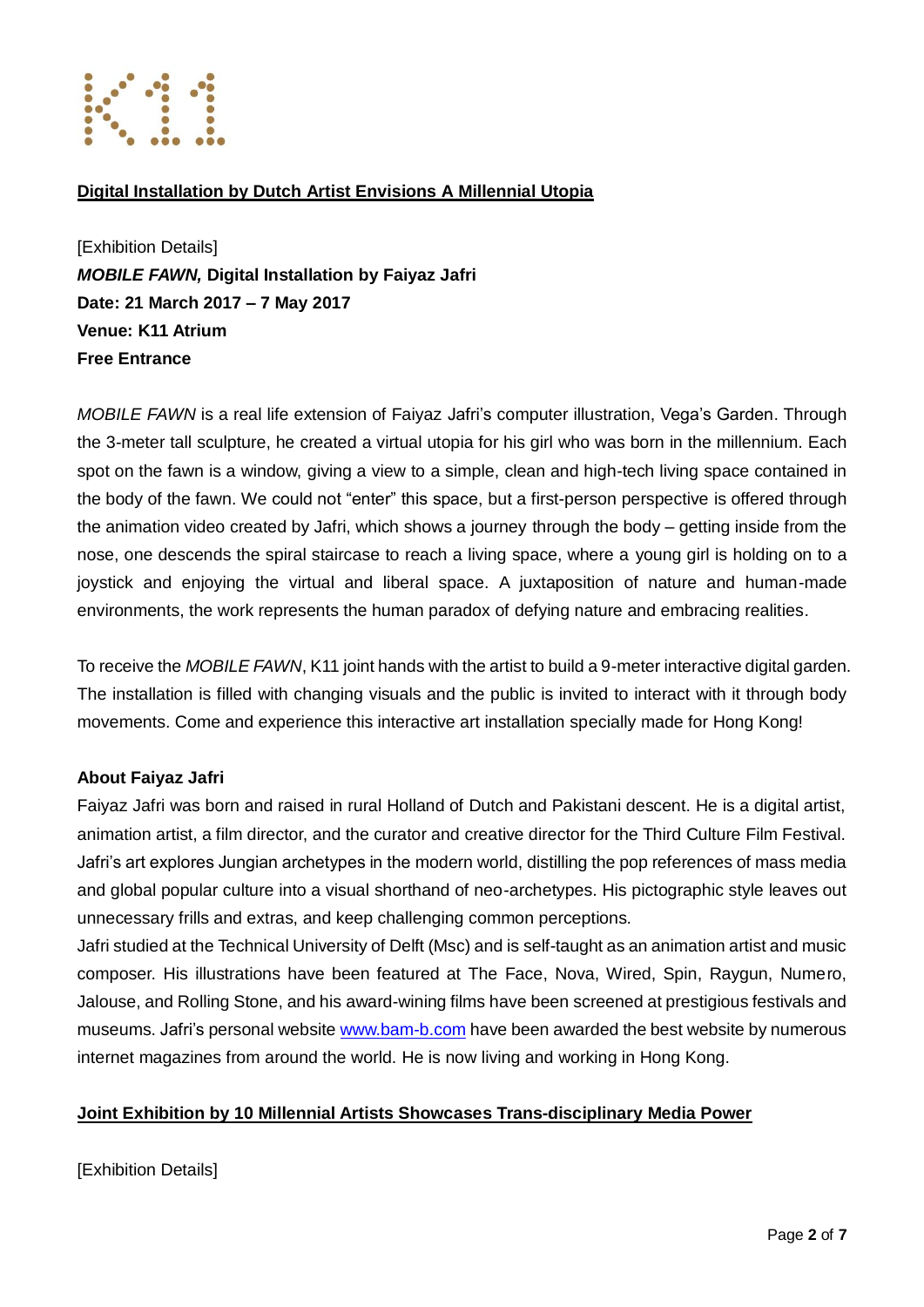## Digital Installation by Dutch Artist Envisions A Millennial Utopia

[Exhibition Details]
***MOBILE FAWN,* Digital Installation by Faiyaz Jafri**
**Date: 21 March 2017 – 7 May 2017**
**Venue: K11 Atrium**
**Free Entrance**

*MOBILE FAWN* is a real life extension of Faiyaz Jafri's computer illustration, Vega's Garden. Through the 3-meter tall sculpture, he created a virtual utopia for his girl who was born in the millennium. Each spot on the fawn is a window, giving a view to a simple, clean and high-tech living space contained in the body of the fawn. We could not "enter" this space, but a first-person perspective is offered through the animation video created by Jafri, which shows a journey through the body – getting inside from the nose, one descends the spiral staircase to reach a living space, where a young girl is holding on to a joystick and enjoying the virtual and liberal space. A juxtaposition of nature and human-made environments, the work represents the human paradox of defying nature and embracing realities.

To receive the *MOBILE FAWN*, K11 joint hands with the artist to build a 9-meter interactive digital garden. The installation is filled with changing visuals and the public is invited to interact with it through body movements. Come and experience this interactive art installation specially made for Hong Kong!

**About Faiyaz Jafri**

Faiyaz Jafri was born and raised in rural Holland of Dutch and Pakistani descent. He is a digital artist, animation artist, a film director, and the curator and creative director for the Third Culture Film Festival. Jafri's art explores Jungian archetypes in the modern world, distilling the pop references of mass media and global popular culture into a visual shorthand of neo-archetypes. His pictographic style leaves out unnecessary frills and extras, and keep challenging common perceptions.

Jafri studied at the Technical University of Delft (Msc) and is self-taught as an animation artist and music composer. His illustrations have been featured at The Face, Nova, Wired, Spin, Raygun, Numero, Jalouse, and Rolling Stone, and his award-wining films have been screened at prestigious festivals and museums. Jafri's personal website [www.bam-b.com](http://www.bam-b.com) have been awarded the best website by numerous internet magazines from around the world. He is now living and working in Hong Kong.

## Joint Exhibition by 10 Millennial Artists Showcases Trans-disciplinary Media Power

[Exhibition Details]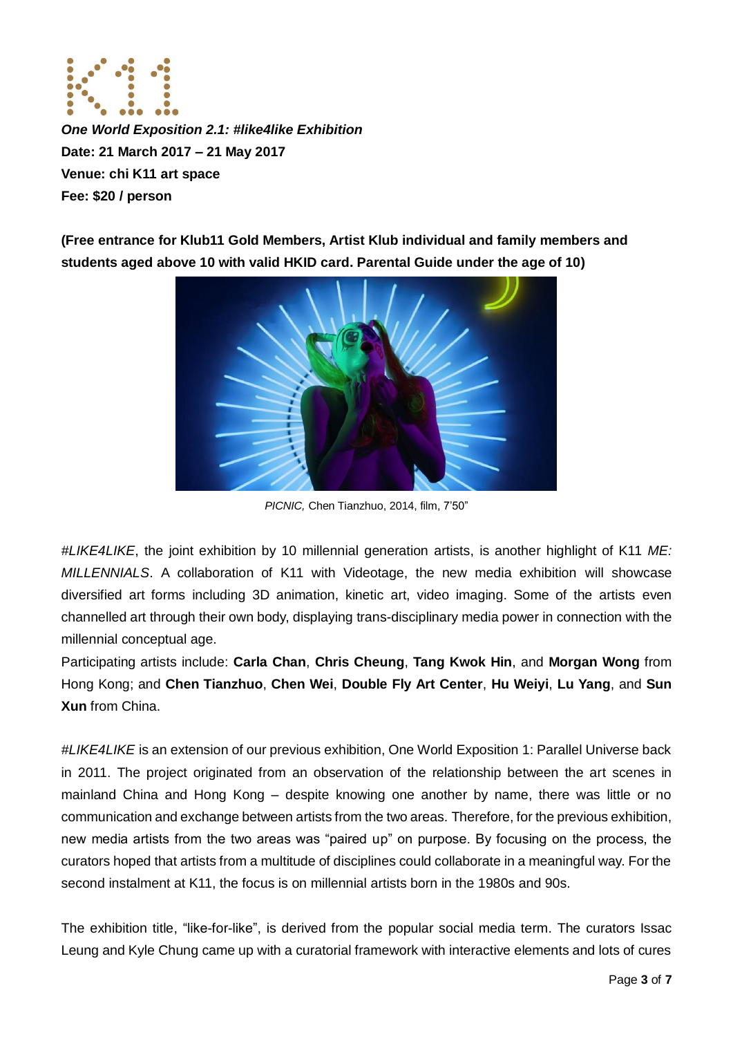***One World Exposition 2.1: #like4like Exhibition***
**Date: 21 March 2017 – 21 May 2017**
**Venue: chi K11 art space**
**Fee: $20 / person**

**(Free entrance for Klub11 Gold Members, Artist Klub individual and family members and students aged above 10 with valid HKID card. Parental Guide under the age of 10)**

*PICNIC,* Chen Tianzhuo, 2014, film, 7'50"

*#LIKE4LIKE*, the joint exhibition by 10 millennial generation artists, is another highlight of K11 *ME: MILLENNIALS*. A collaboration of K11 with Videotage, the new media exhibition will showcase diversified art forms including 3D animation, kinetic art, video imaging. Some of the artists even channelled art through their own body, displaying trans-disciplinary media power in connection with the millennial conceptual age.

Participating artists include: **Carla Chan**, **Chris Cheung**, **Tang Kwok Hin**, and **Morgan Wong** from Hong Kong; and **Chen Tianzhuo**, **Chen Wei**, **Double Fly Art Center**, **Hu Weiyi**, **Lu Yang**, and **Sun Xun** from China.

*#LIKE4LIKE* is an extension of our previous exhibition, One World Exposition 1: Parallel Universe back in 2011. The project originated from an observation of the relationship between the art scenes in mainland China and Hong Kong – despite knowing one another by name, there was little or no communication and exchange between artists from the two areas. Therefore, for the previous exhibition, new media artists from the two areas was "paired up" on purpose. By focusing on the process, the curators hoped that artists from a multitude of disciplines could collaborate in a meaningful way. For the second instalment at K11, the focus is on millennial artists born in the 1980s and 90s.

The exhibition title, "like-for-like", is derived from the popular social media term. The curators Issac Leung and Kyle Chung came up with a curatorial framework with interactive elements and lots of cures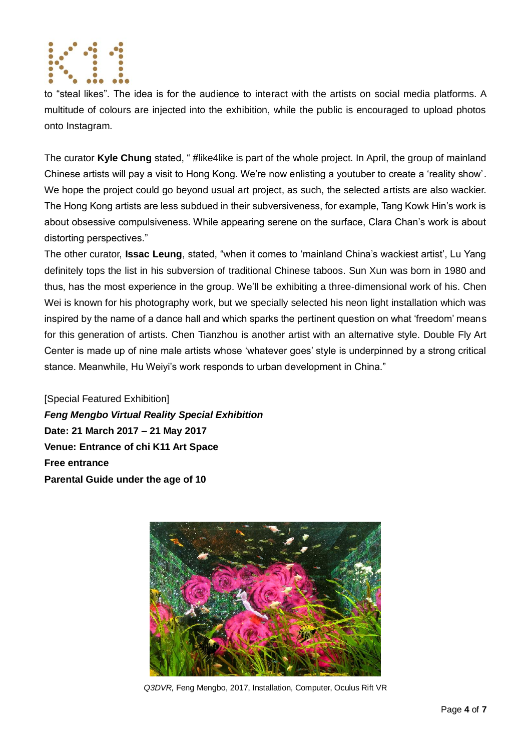to "steal likes". The idea is for the audience to interact with the artists on social media platforms. A multitude of colours are injected into the exhibition, while the public is encouraged to upload photos onto Instagram.

The curator **Kyle Chung** stated, " #like4like is part of the whole project. In April, the group of mainland Chinese artists will pay a visit to Hong Kong. We're now enlisting a youtuber to create a 'reality show'. We hope the project could go beyond usual art project, as such, the selected artists are also wackier. The Hong Kong artists are less subdued in their subversiveness, for example, Tang Kowk Hin's work is about obsessive compulsiveness. While appearing serene on the surface, Clara Chan's work is about distorting perspectives."

The other curator, **Issac Leung**, stated, "when it comes to 'mainland China's wackiest artist', Lu Yang definitely tops the list in his subversion of traditional Chinese taboos. Sun Xun was born in 1980 and thus, has the most experience in the group. We'll be exhibiting a three-dimensional work of his. Chen Wei is known for his photography work, but we specially selected his neon light installation which was inspired by the name of a dance hall and which sparks the pertinent question on what 'freedom' means for this generation of artists. Chen Tianzhou is another artist with an alternative style. Double Fly Art Center is made up of nine male artists whose 'whatever goes' style is underpinned by a strong critical stance. Meanwhile, Hu Weiyi's work responds to urban development in China."

[Special Featured Exhibition]

***Feng Mengbo Virtual Reality Special Exhibition***

**Date: 21 March 2017 – 21 May 2017**

**Venue: Entrance of chi K11 Art Space**

**Free entrance**

**Parental Guide under the age of 10**

*Q3DVR,* Feng Mengbo, 2017, Installation, Computer, Oculus Rift VR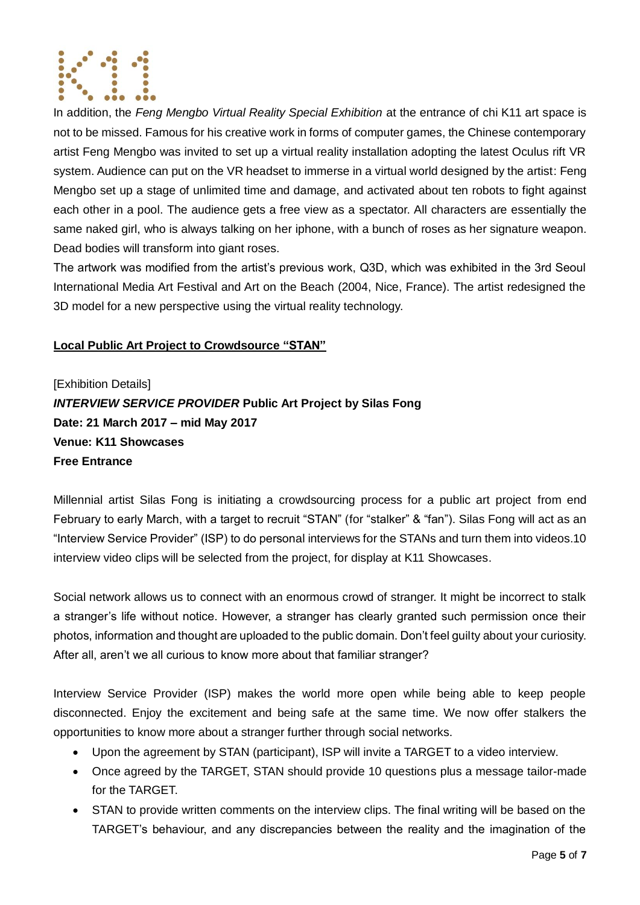In addition, the *Feng Mengbo Virtual Reality Special Exhibition* at the entrance of chi K11 art space is not to be missed. Famous for his creative work in forms of computer games, the Chinese contemporary artist Feng Mengbo was invited to set up a virtual reality installation adopting the latest Oculus rift VR system. Audience can put on the VR headset to immerse in a virtual world designed by the artist: Feng Mengbo set up a stage of unlimited time and damage, and activated about ten robots to fight against each other in a pool. The audience gets a free view as a spectator. All characters are essentially the same naked girl, who is always talking on her iphone, with a bunch of roses as her signature weapon. Dead bodies will transform into giant roses.

The artwork was modified from the artist's previous work, Q3D, which was exhibited in the 3rd Seoul International Media Art Festival and Art on the Beach (2004, Nice, France). The artist redesigned the 3D model for a new perspective using the virtual reality technology.

## Local Public Art Project to Crowdsource "STAN"

[Exhibition Details]

***INTERVIEW SERVICE PROVIDER* Public Art Project by Silas Fong**
**Date: 21 March 2017 – mid May 2017**
**Venue: K11 Showcases**
**Free Entrance**

Millennial artist Silas Fong is initiating a crowdsourcing process for a public art project from end February to early March, with a target to recruit "STAN" (for "stalker" & "fan"). Silas Fong will act as an "Interview Service Provider" (ISP) to do personal interviews for the STANs and turn them into videos.10 interview video clips will be selected from the project, for display at K11 Showcases.

Social network allows us to connect with an enormous crowd of stranger. It might be incorrect to stalk a stranger's life without notice. However, a stranger has clearly granted such permission once their photos, information and thought are uploaded to the public domain. Don't feel guilty about your curiosity. After all, aren't we all curious to know more about that familiar stranger?

Interview Service Provider (ISP) makes the world more open while being able to keep people disconnected. Enjoy the excitement and being safe at the same time. We now offer stalkers the opportunities to know more about a stranger further through social networks.

- Upon the agreement by STAN (participant), ISP will invite a TARGET to a video interview.
- Once agreed by the TARGET, STAN should provide 10 questions plus a message tailor-made for the TARGET.
- STAN to provide written comments on the interview clips. The final writing will be based on the TARGET's behaviour, and any discrepancies between the reality and the imagination of the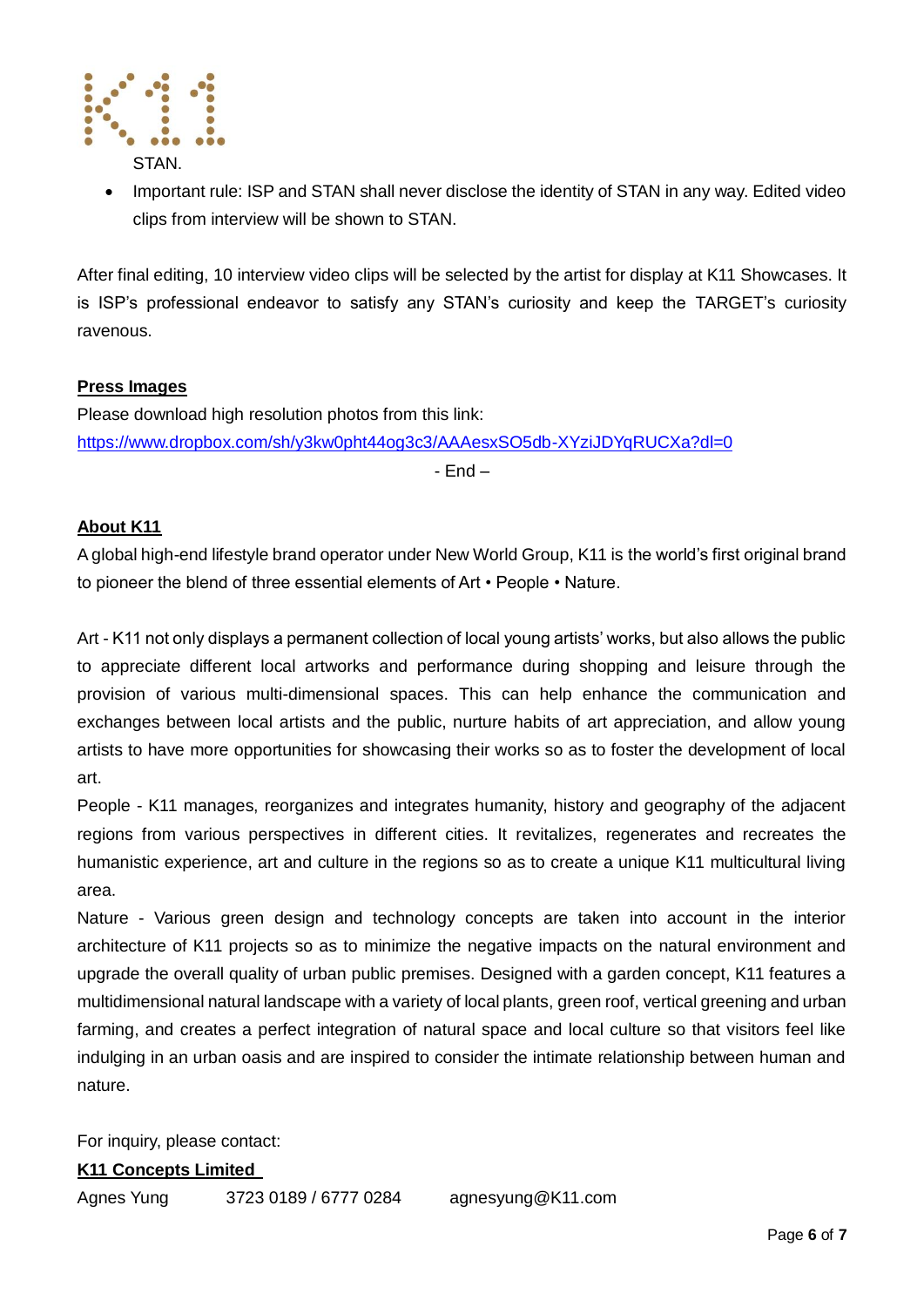STAN.

- Important rule: ISP and STAN shall never disclose the identity of STAN in any way. Edited video clips from interview will be shown to STAN.

After final editing, 10 interview video clips will be selected by the artist for display at K11 Showcases. It is ISP's professional endeavor to satisfy any STAN's curiosity and keep the TARGET's curiosity ravenous.

**Press Images**

Please download high resolution photos from this link:
https://www.dropbox.com/sh/y3kw0pht44og3c3/AAAesxSO5db-XYziJDYqRUCXa?dl=0

- End –

**About K11**

A global high-end lifestyle brand operator under New World Group, K11 is the world's first original brand to pioneer the blend of three essential elements of Art • People • Nature.

Art - K11 not only displays a permanent collection of local young artists' works, but also allows the public to appreciate different local artworks and performance during shopping and leisure through the provision of various multi-dimensional spaces. This can help enhance the communication and exchanges between local artists and the public, nurture habits of art appreciation, and allow young artists to have more opportunities for showcasing their works so as to foster the development of local art.

People - K11 manages, reorganizes and integrates humanity, history and geography of the adjacent regions from various perspectives in different cities. It revitalizes, regenerates and recreates the humanistic experience, art and culture in the regions so as to create a unique K11 multicultural living area.

Nature - Various green design and technology concepts are taken into account in the interior architecture of K11 projects so as to minimize the negative impacts on the natural environment and upgrade the overall quality of urban public premises. Designed with a garden concept, K11 features a multidimensional natural landscape with a variety of local plants, green roof, vertical greening and urban farming, and creates a perfect integration of natural space and local culture so that visitors feel like indulging in an urban oasis and are inspired to consider the intimate relationship between human and nature.

For inquiry, please contact:

**K11 Concepts Limited**

Agnes Yung 3723 0189 / 6777 0284 agnesyung@K11.com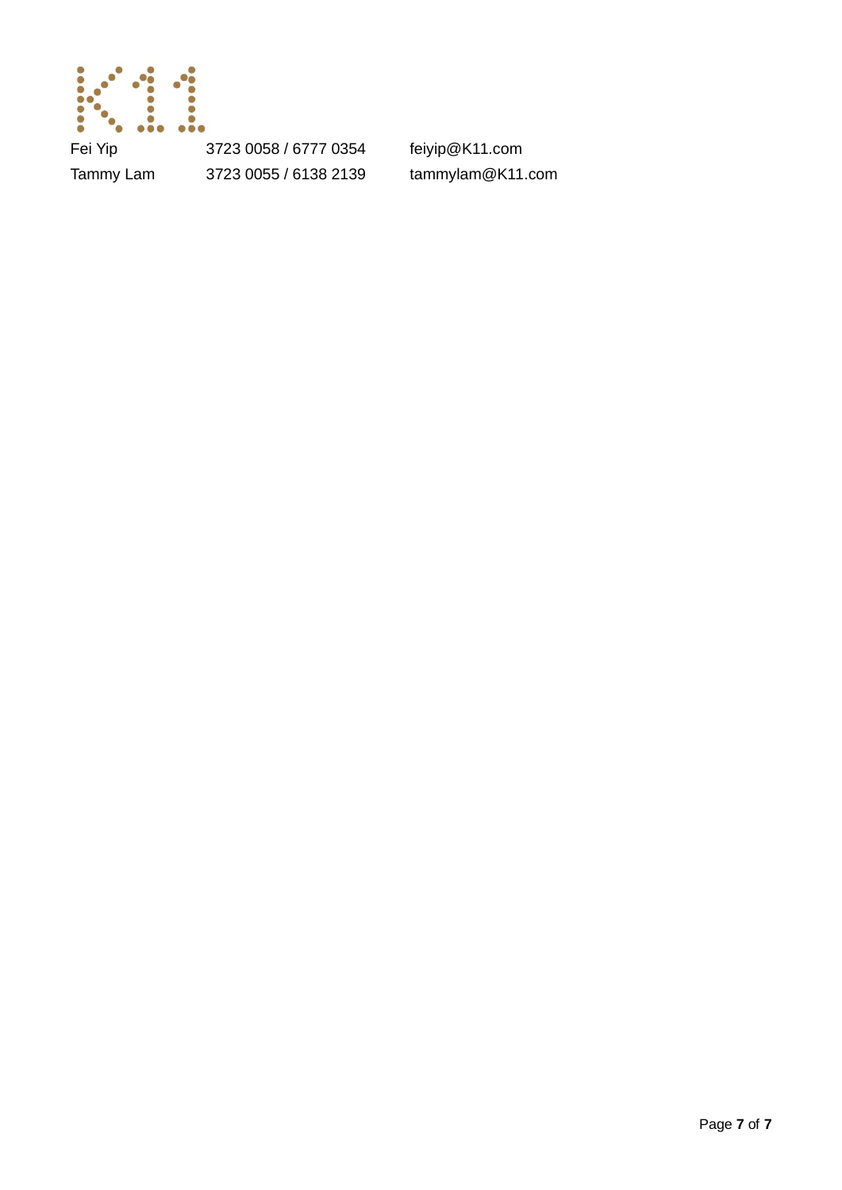K11

| | | |
|---|---|---|
| Fei Yip | 3723 0058 / 6777 0354 | feiyip@K11.com |
| Tammy Lam | 3723 0055 / 6138 2139 | tammylam@K11.com |